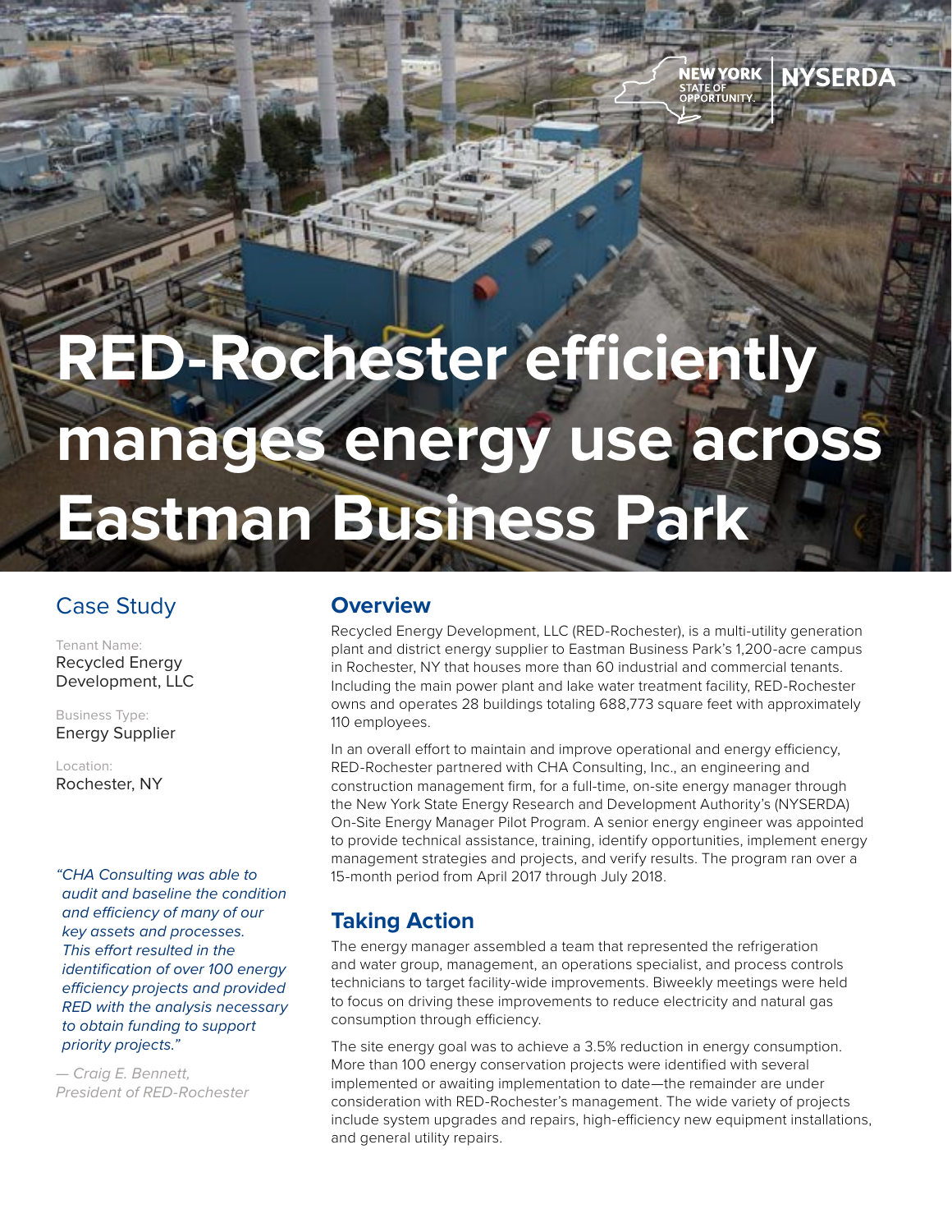# RED-Rochester efficiently manages energy use across Eastman Business Park

## Case Study

Tenant Name:
Recycled Energy Development, LLC

Business Type:
Energy Supplier

Location:
Rochester, NY

*"CHA Consulting was able to audit and baseline the condition and efficiency of many of our key assets and processes. This effort resulted in the identification of over 100 energy efficiency projects and provided RED with the analysis necessary to obtain funding to support priority projects."*

*— Craig E. Bennett, President of RED-Rochester*

## Overview

Recycled Energy Development, LLC (RED-Rochester), is a multi-utility generation plant and district energy supplier to Eastman Business Park's 1,200-acre campus in Rochester, NY that houses more than 60 industrial and commercial tenants. Including the main power plant and lake water treatment facility, RED-Rochester owns and operates 28 buildings totaling 688,773 square feet with approximately 110 employees.

In an overall effort to maintain and improve operational and energy efficiency, RED-Rochester partnered with CHA Consulting, Inc., an engineering and construction management firm, for a full-time, on-site energy manager through the New York State Energy Research and Development Authority's (NYSERDA) On-Site Energy Manager Pilot Program. A senior energy engineer was appointed to provide technical assistance, training, identify opportunities, implement energy management strategies and projects, and verify results. The program ran over a 15-month period from April 2017 through July 2018.

## Taking Action

The energy manager assembled a team that represented the refrigeration and water group, management, an operations specialist, and process controls technicians to target facility-wide improvements. Biweekly meetings were held to focus on driving these improvements to reduce electricity and natural gas consumption through efficiency.

The site energy goal was to achieve a 3.5% reduction in energy consumption. More than 100 energy conservation projects were identified with several implemented or awaiting implementation to date—the remainder are under consideration with RED-Rochester's management. The wide variety of projects include system upgrades and repairs, high-efficiency new equipment installations, and general utility repairs.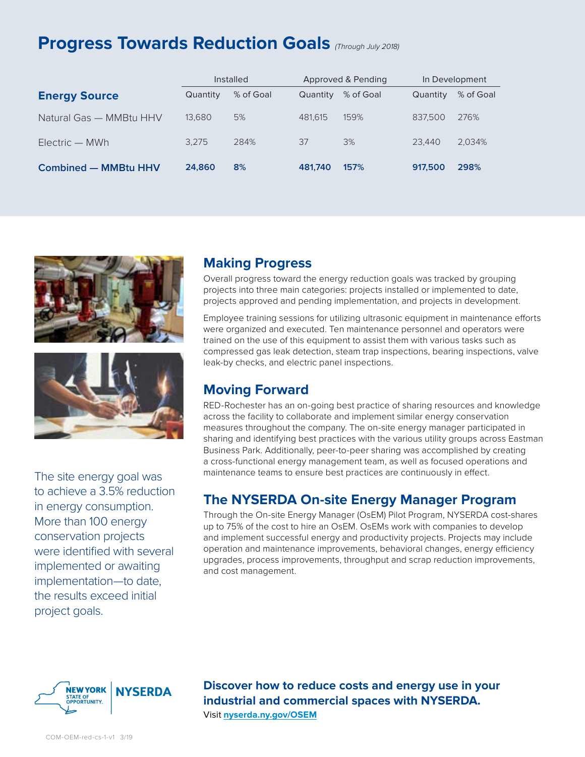## Progress Towards Reduction Goals *(Through July 2018)*

| | Installed | | Approved & Pending | | In Development | |
|---|---|---|---|---|---|---|
| **Energy Source** | Quantity | % of Goal | Quantity | % of Goal | Quantity | % of Goal |
| Natural Gas — MMBtu HHV | 13,680 | 5% | 481,615 | 159% | 837,500 | 276% |
| Electric — MWh | 3,275 | 284% | 37 | 3% | 23,440 | 2,034% |
| **Combined — MMBtu HHV** | **24,860** | **8%** | **481,740** | **157%** | **917,500** | **298%** |

The site energy goal was to achieve a 3.5% reduction in energy consumption. More than 100 energy conservation projects were identified with several implemented or awaiting implementation—to date, the results exceed initial project goals.

## Making Progress

Overall progress toward the energy reduction goals was tracked by grouping projects into three main categories: projects installed or implemented to date, projects approved and pending implementation, and projects in development.

Employee training sessions for utilizing ultrasonic equipment in maintenance efforts were organized and executed. Ten maintenance personnel and operators were trained on the use of this equipment to assist them with various tasks such as compressed gas leak detection, steam trap inspections, bearing inspections, valve leak-by checks, and electric panel inspections.

## Moving Forward

RED-Rochester has an on-going best practice of sharing resources and knowledge across the facility to collaborate and implement similar energy conservation measures throughout the company. The on-site energy manager participated in sharing and identifying best practices with the various utility groups across Eastman Business Park. Additionally, peer-to-peer sharing was accomplished by creating a cross-functional energy management team, as well as focused operations and maintenance teams to ensure best practices are continuously in effect.

## The NYSERDA On-site Energy Manager Program

Through the On-site Energy Manager (OsEM) Pilot Program, NYSERDA cost-shares up to 75% of the cost to hire an OsEM. OsEMs work with companies to develop and implement successful energy and productivity projects. Projects may include operation and maintenance improvements, behavioral changes, energy efficiency upgrades, process improvements, throughput and scrap reduction improvements, and cost management.

NEW YORK STATE OF OPPORTUNITY. | NYSERDA

**Discover how to reduce costs and energy use in your industrial and commercial spaces with NYSERDA.**
Visit **nyserda.ny.gov/OSEM**

COM-OEM-red-cs-1-v1 3/19